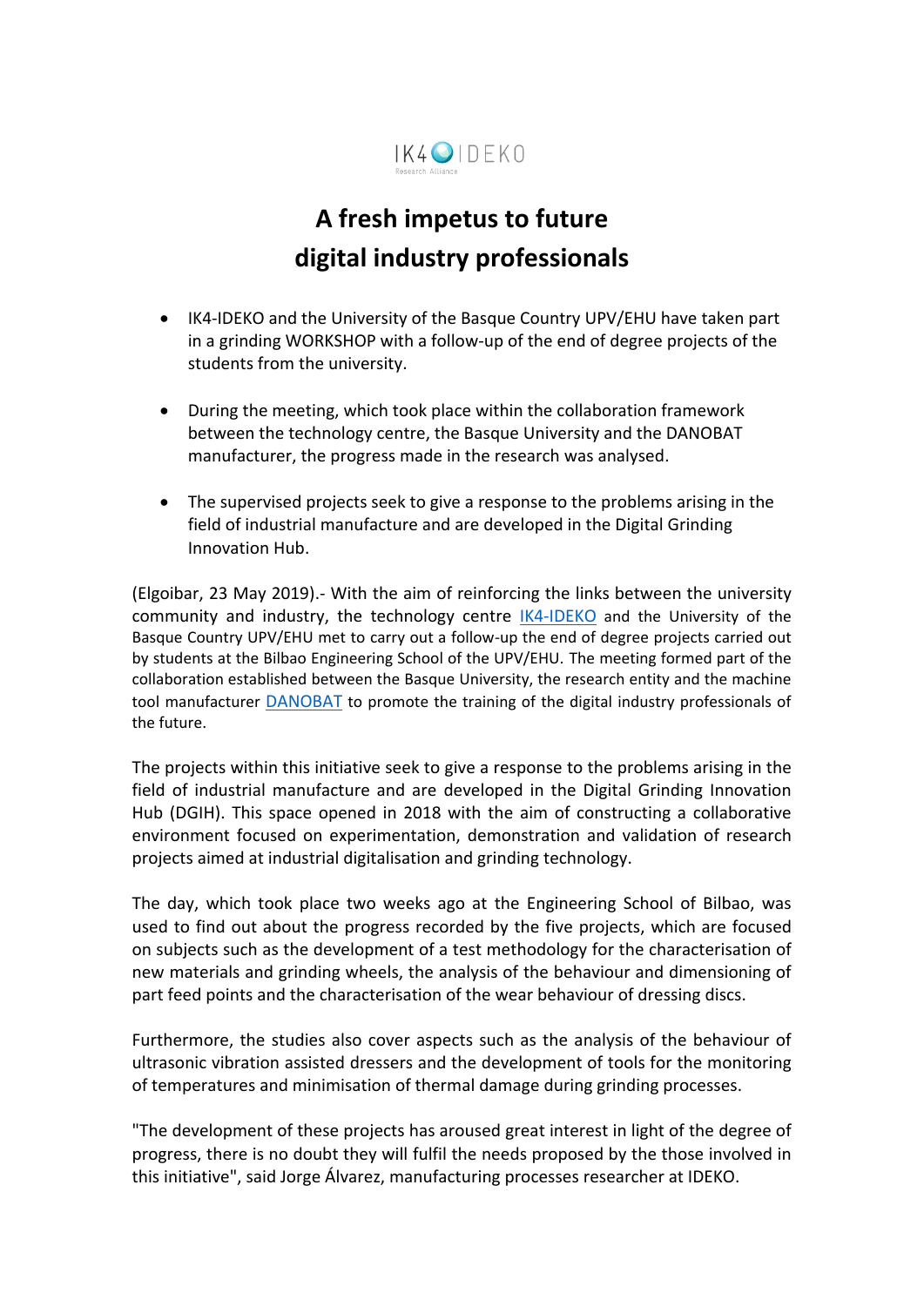IK4 IDEKO
Research Alliance

# A fresh impetus to future digital industry professionals

- IK4-IDEKO and the University of the Basque Country UPV/EHU have taken part in a grinding WORKSHOP with a follow-up of the end of degree projects of the students from the university.
- During the meeting, which took place within the collaboration framework between the technology centre, the Basque University and the DANOBAT manufacturer, the progress made in the research was analysed.
- The supervised projects seek to give a response to the problems arising in the field of industrial manufacture and are developed in the Digital Grinding Innovation Hub.

(Elgoibar, 23 May 2019).- With the aim of reinforcing the links between the university community and industry, the technology centre IK4-IDEKO and the University of the Basque Country UPV/EHU met to carry out a follow-up the end of degree projects carried out by students at the Bilbao Engineering School of the UPV/EHU. The meeting formed part of the collaboration established between the Basque University, the research entity and the machine tool manufacturer DANOBAT to promote the training of the digital industry professionals of the future.

The projects within this initiative seek to give a response to the problems arising in the field of industrial manufacture and are developed in the Digital Grinding Innovation Hub (DGIH). This space opened in 2018 with the aim of constructing a collaborative environment focused on experimentation, demonstration and validation of research projects aimed at industrial digitalisation and grinding technology.

The day, which took place two weeks ago at the Engineering School of Bilbao, was used to find out about the progress recorded by the five projects, which are focused on subjects such as the development of a test methodology for the characterisation of new materials and grinding wheels, the analysis of the behaviour and dimensioning of part feed points and the characterisation of the wear behaviour of dressing discs.

Furthermore, the studies also cover aspects such as the analysis of the behaviour of ultrasonic vibration assisted dressers and the development of tools for the monitoring of temperatures and minimisation of thermal damage during grinding processes.

"The development of these projects has aroused great interest in light of the degree of progress, there is no doubt they will fulfil the needs proposed by the those involved in this initiative", said Jorge Álvarez, manufacturing processes researcher at IDEKO.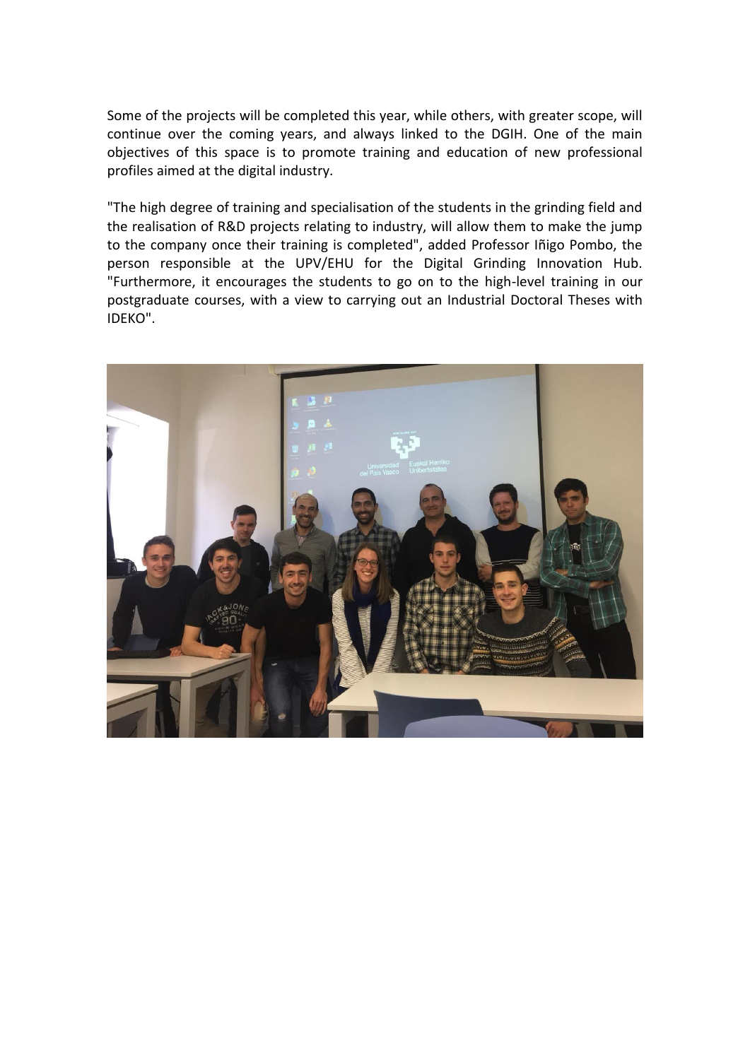Some of the projects will be completed this year, while others, with greater scope, will continue over the coming years, and always linked to the DGIH. One of the main objectives of this space is to promote training and education of new professional profiles aimed at the digital industry.

"The high degree of training and specialisation of the students in the grinding field and the realisation of R&D projects relating to industry, will allow them to make the jump to the company once their training is completed", added Professor Iñigo Pombo, the person responsible at the UPV/EHU for the Digital Grinding Innovation Hub. "Furthermore, it encourages the students to go on to the high-level training in our postgraduate courses, with a view to carrying out an Industrial Doctoral Theses with IDEKO".